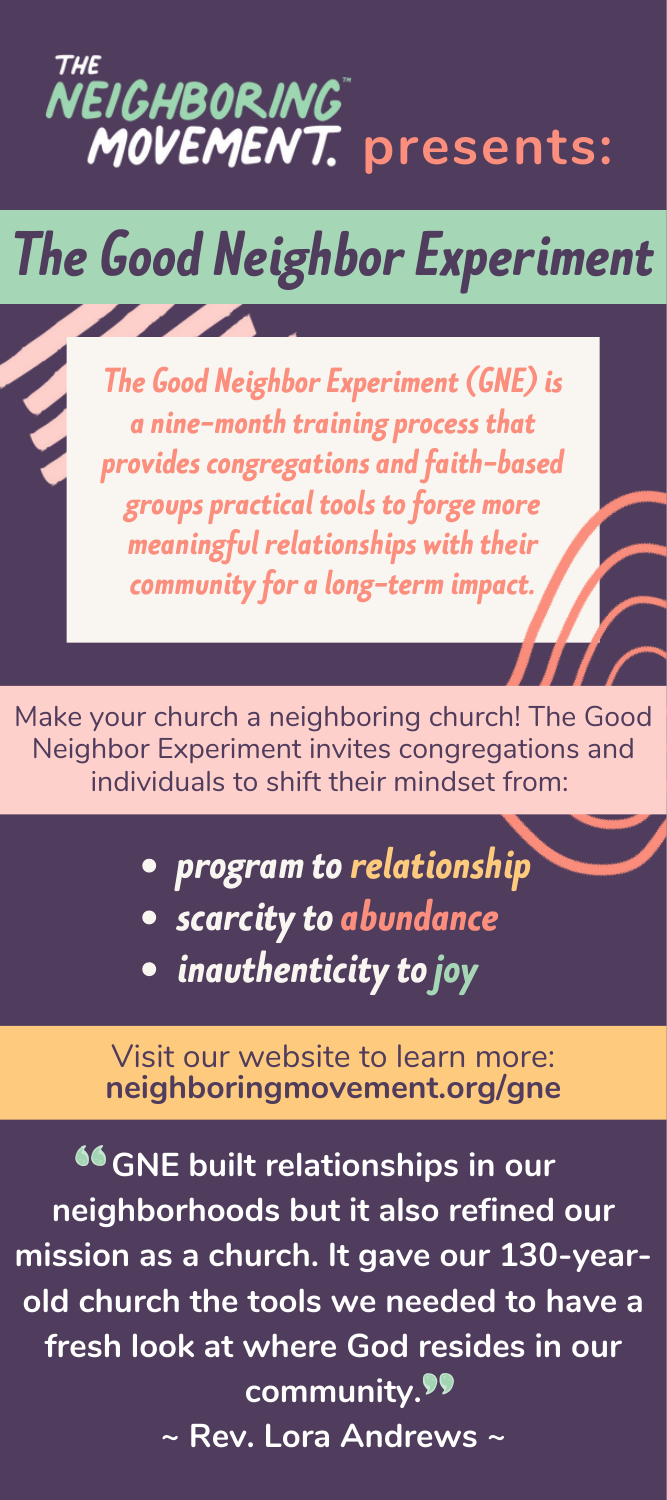THE NEIGHBORING™ MOVEMENT. **presents:**

# The Good Neighbor Experiment

*The Good Neighbor Experiment (GNE) is a nine-month training process that provides congregations and faith-based groups practical tools to forge more meaningful relationships with their community for a long-term impact.*

Make your church a neighboring church! The Good Neighbor Experiment invites congregations and individuals to shift their mindset from:

- *program to relationship*
- *scarcity to abundance*
- *inauthenticity to joy*

Visit our website to learn more:
**neighboringmovement.org/gne**

**"GNE built relationships in our neighborhoods but it also refined our mission as a church. It gave our 130-year-old church the tools we needed to have a fresh look at where God resides in our community."**

**~ Rev. Lora Andrews ~**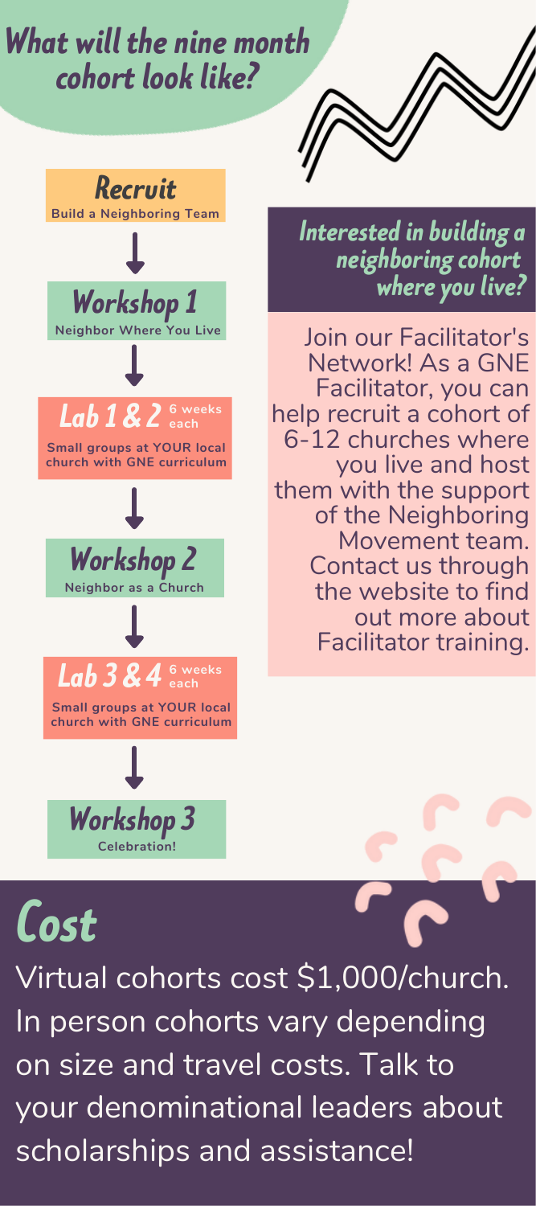# What will the nine month cohort look like?

## Recruit
**Build a Neighboring Team**

↓

## Workshop 1
**Neighbor Where You Live**

↓

## Lab 1 & 2 *6 weeks each*
**Small groups at YOUR local church with GNE curriculum**

↓

## Workshop 2
**Neighbor as a Church**

↓

## Lab 3 & 4 *6 weeks each*
**Small groups at YOUR local church with GNE curriculum**

↓

## Workshop 3
**Celebration!**

## Interested in building a neighboring cohort where you live?

Join our Facilitator's Network! As a GNE Facilitator, you can help recruit a cohort of 6-12 churches where you live and host them with the support of the Neighboring Movement team. Contact us through the website to find out more about Facilitator training.

# Cost

Virtual cohorts cost $1,000/church. In person cohorts vary depending on size and travel costs. Talk to your denominational leaders about scholarships and assistance!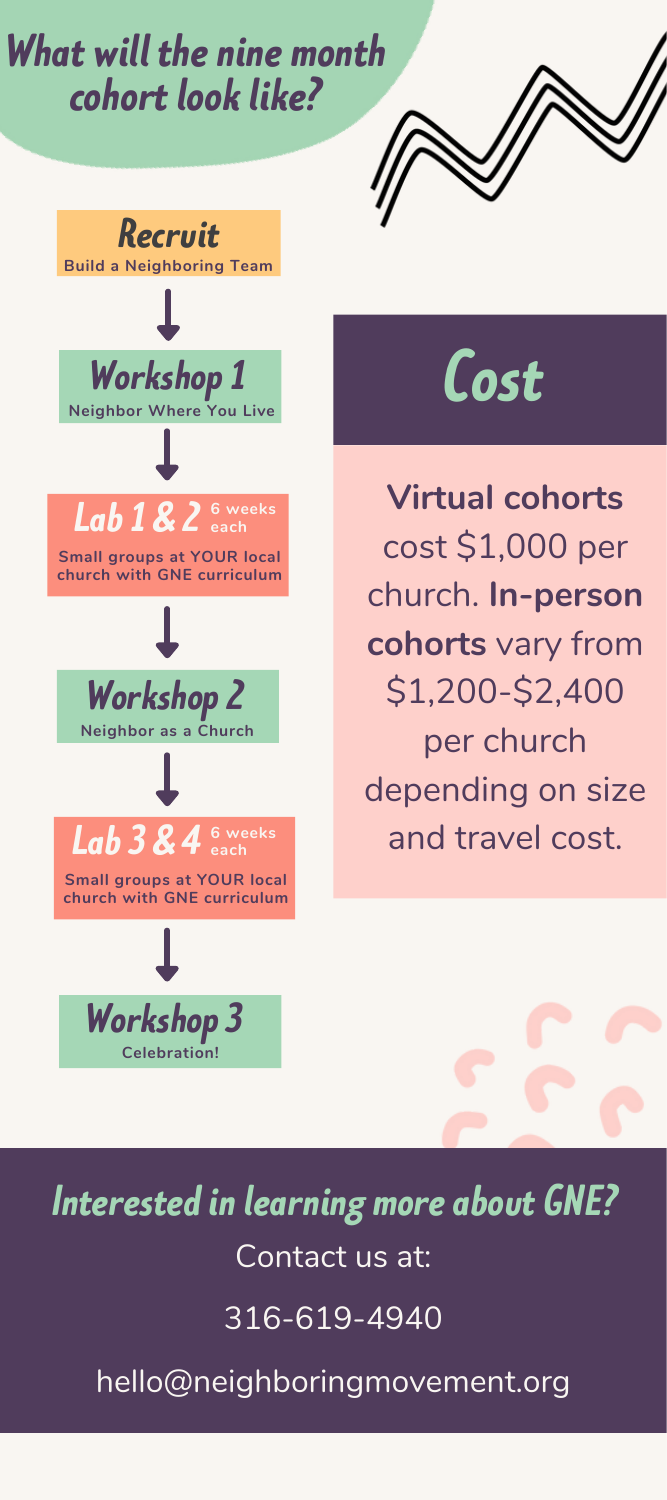# What will the nine month cohort look like?

**Recruit**
Build a Neighboring Team

↓

**Workshop 1**
Neighbor Where You Live

↓

**Lab 1 & 2** 6 weeks each
Small groups at YOUR local church with GNE curriculum

↓

**Workshop 2**
Neighbor as a Church

↓

**Lab 3 & 4** 6 weeks each
Small groups at YOUR local church with GNE curriculum

↓

**Workshop 3**
Celebration!

## Cost

**Virtual cohorts** cost $1,000 per church. **In-person cohorts** vary from $1,200-$2,400 per church depending on size and travel cost.

## Interested in learning more about GNE?

Contact us at:

316-619-4940

hello@neighboringmovement.org